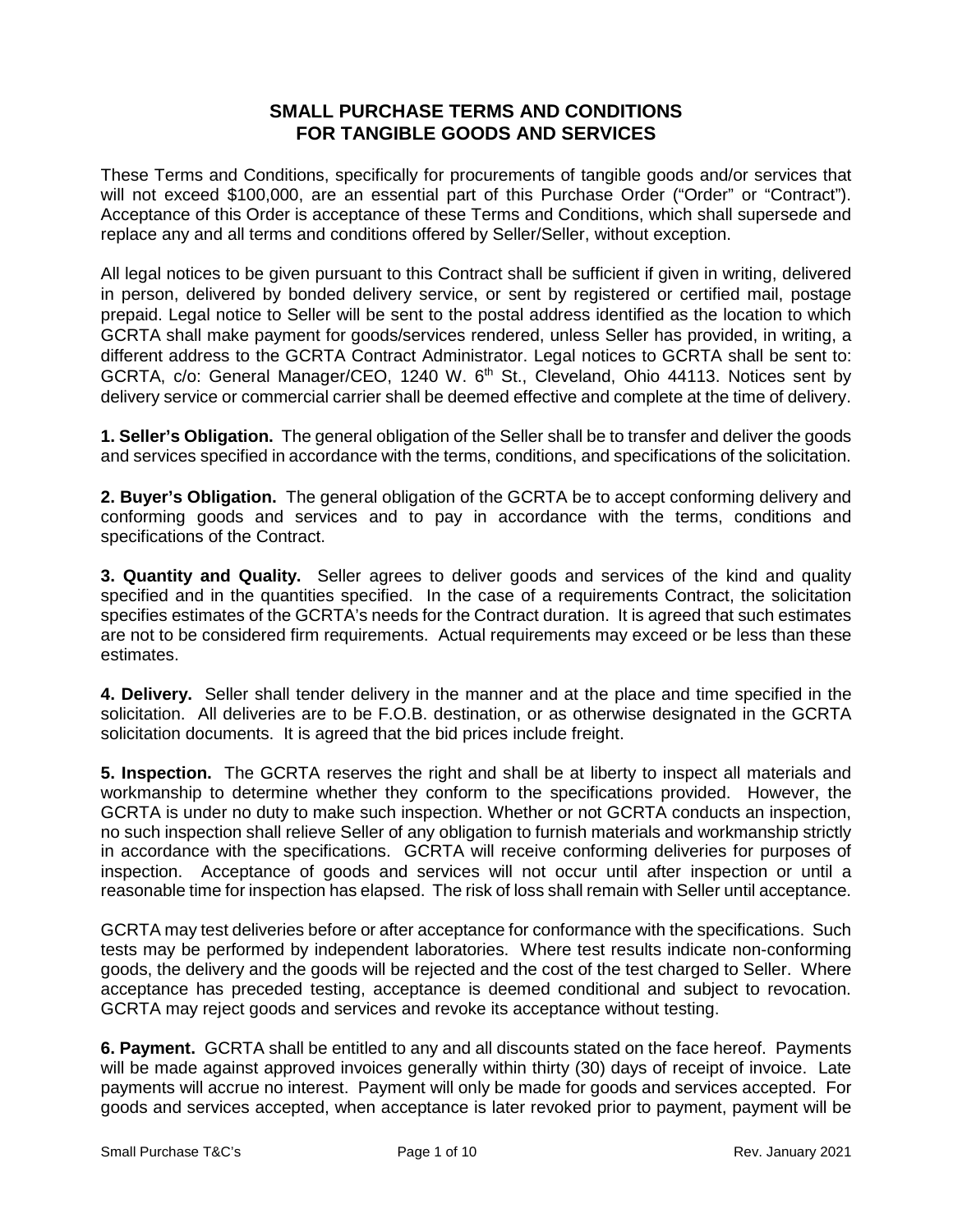# SMALL PURCHASE TERMS AND CONDITIONS FOR TANGIBLE GOODS AND SERVICES

These Terms and Conditions, specifically for procurements of tangible goods and/or services that will not exceed $100,000, are an essential part of this Purchase Order ("Order" or "Contract"). Acceptance of this Order is acceptance of these Terms and Conditions, which shall supersede and replace any and all terms and conditions offered by Seller/Seller, without exception.

All legal notices to be given pursuant to this Contract shall be sufficient if given in writing, delivered in person, delivered by bonded delivery service, or sent by registered or certified mail, postage prepaid. Legal notice to Seller will be sent to the postal address identified as the location to which GCRTA shall make payment for goods/services rendered, unless Seller has provided, in writing, a different address to the GCRTA Contract Administrator. Legal notices to GCRTA shall be sent to: GCRTA, c/o: General Manager/CEO, 1240 W. 6th St., Cleveland, Ohio 44113. Notices sent by delivery service or commercial carrier shall be deemed effective and complete at the time of delivery.

**1. Seller's Obligation.** The general obligation of the Seller shall be to transfer and deliver the goods and services specified in accordance with the terms, conditions, and specifications of the solicitation.

**2. Buyer's Obligation.** The general obligation of the GCRTA be to accept conforming delivery and conforming goods and services and to pay in accordance with the terms, conditions and specifications of the Contract.

**3. Quantity and Quality.** Seller agrees to deliver goods and services of the kind and quality specified and in the quantities specified. In the case of a requirements Contract, the solicitation specifies estimates of the GCRTA's needs for the Contract duration. It is agreed that such estimates are not to be considered firm requirements. Actual requirements may exceed or be less than these estimates.

**4. Delivery.** Seller shall tender delivery in the manner and at the place and time specified in the solicitation. All deliveries are to be F.O.B. destination, or as otherwise designated in the GCRTA solicitation documents. It is agreed that the bid prices include freight.

**5. Inspection.** The GCRTA reserves the right and shall be at liberty to inspect all materials and workmanship to determine whether they conform to the specifications provided. However, the GCRTA is under no duty to make such inspection. Whether or not GCRTA conducts an inspection, no such inspection shall relieve Seller of any obligation to furnish materials and workmanship strictly in accordance with the specifications. GCRTA will receive conforming deliveries for purposes of inspection. Acceptance of goods and services will not occur until after inspection or until a reasonable time for inspection has elapsed. The risk of loss shall remain with Seller until acceptance.

GCRTA may test deliveries before or after acceptance for conformance with the specifications. Such tests may be performed by independent laboratories. Where test results indicate non-conforming goods, the delivery and the goods will be rejected and the cost of the test charged to Seller. Where acceptance has preceded testing, acceptance is deemed conditional and subject to revocation. GCRTA may reject goods and services and revoke its acceptance without testing.

**6. Payment.** GCRTA shall be entitled to any and all discounts stated on the face hereof. Payments will be made against approved invoices generally within thirty (30) days of receipt of invoice. Late payments will accrue no interest. Payment will only be made for goods and services accepted. For goods and services accepted, when acceptance is later revoked prior to payment, payment will be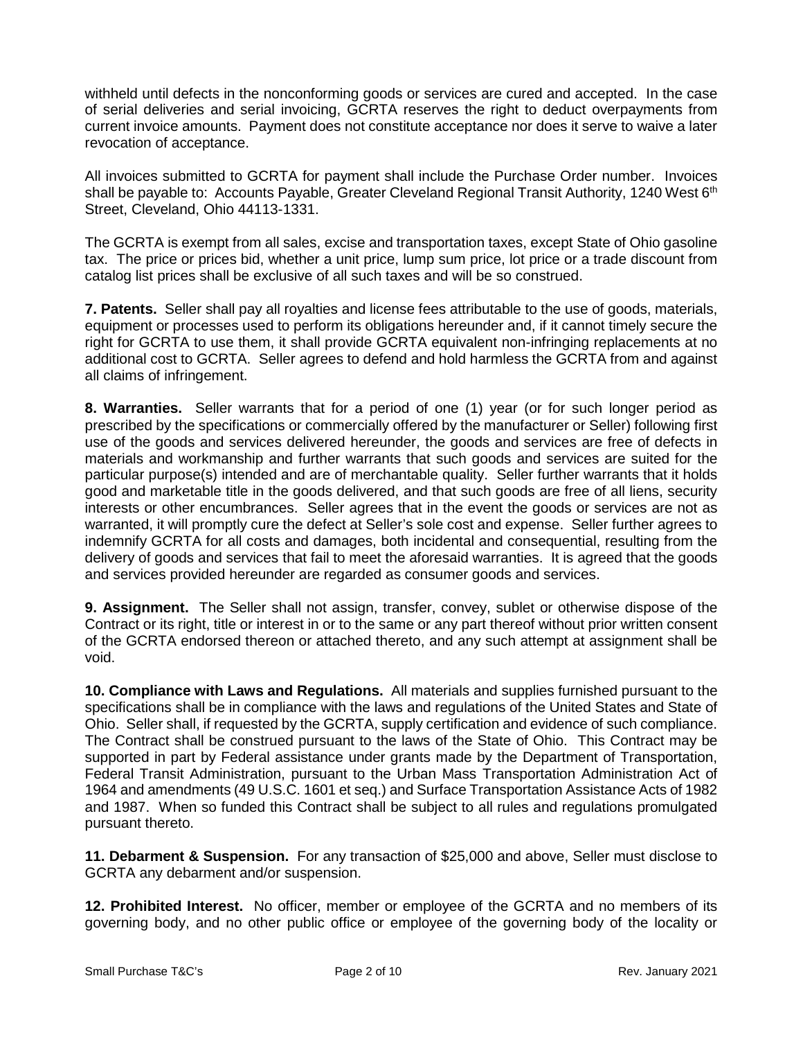withheld until defects in the nonconforming goods or services are cured and accepted. In the case of serial deliveries and serial invoicing, GCRTA reserves the right to deduct overpayments from current invoice amounts. Payment does not constitute acceptance nor does it serve to waive a later revocation of acceptance.

All invoices submitted to GCRTA for payment shall include the Purchase Order number. Invoices shall be payable to: Accounts Payable, Greater Cleveland Regional Transit Authority, 1240 West 6th Street, Cleveland, Ohio 44113-1331.

The GCRTA is exempt from all sales, excise and transportation taxes, except State of Ohio gasoline tax. The price or prices bid, whether a unit price, lump sum price, lot price or a trade discount from catalog list prices shall be exclusive of all such taxes and will be so construed.

**7. Patents.** Seller shall pay all royalties and license fees attributable to the use of goods, materials, equipment or processes used to perform its obligations hereunder and, if it cannot timely secure the right for GCRTA to use them, it shall provide GCRTA equivalent non-infringing replacements at no additional cost to GCRTA. Seller agrees to defend and hold harmless the GCRTA from and against all claims of infringement.

**8. Warranties.** Seller warrants that for a period of one (1) year (or for such longer period as prescribed by the specifications or commercially offered by the manufacturer or Seller) following first use of the goods and services delivered hereunder, the goods and services are free of defects in materials and workmanship and further warrants that such goods and services are suited for the particular purpose(s) intended and are of merchantable quality. Seller further warrants that it holds good and marketable title in the goods delivered, and that such goods are free of all liens, security interests or other encumbrances. Seller agrees that in the event the goods or services are not as warranted, it will promptly cure the defect at Seller's sole cost and expense. Seller further agrees to indemnify GCRTA for all costs and damages, both incidental and consequential, resulting from the delivery of goods and services that fail to meet the aforesaid warranties. It is agreed that the goods and services provided hereunder are regarded as consumer goods and services.

**9. Assignment.** The Seller shall not assign, transfer, convey, sublet or otherwise dispose of the Contract or its right, title or interest in or to the same or any part thereof without prior written consent of the GCRTA endorsed thereon or attached thereto, and any such attempt at assignment shall be void.

**10. Compliance with Laws and Regulations.** All materials and supplies furnished pursuant to the specifications shall be in compliance with the laws and regulations of the United States and State of Ohio. Seller shall, if requested by the GCRTA, supply certification and evidence of such compliance. The Contract shall be construed pursuant to the laws of the State of Ohio. This Contract may be supported in part by Federal assistance under grants made by the Department of Transportation, Federal Transit Administration, pursuant to the Urban Mass Transportation Administration Act of 1964 and amendments (49 U.S.C. 1601 et seq.) and Surface Transportation Assistance Acts of 1982 and 1987. When so funded this Contract shall be subject to all rules and regulations promulgated pursuant thereto.

**11. Debarment & Suspension.** For any transaction of $25,000 and above, Seller must disclose to GCRTA any debarment and/or suspension.

**12. Prohibited Interest.** No officer, member or employee of the GCRTA and no members of its governing body, and no other public office or employee of the governing body of the locality or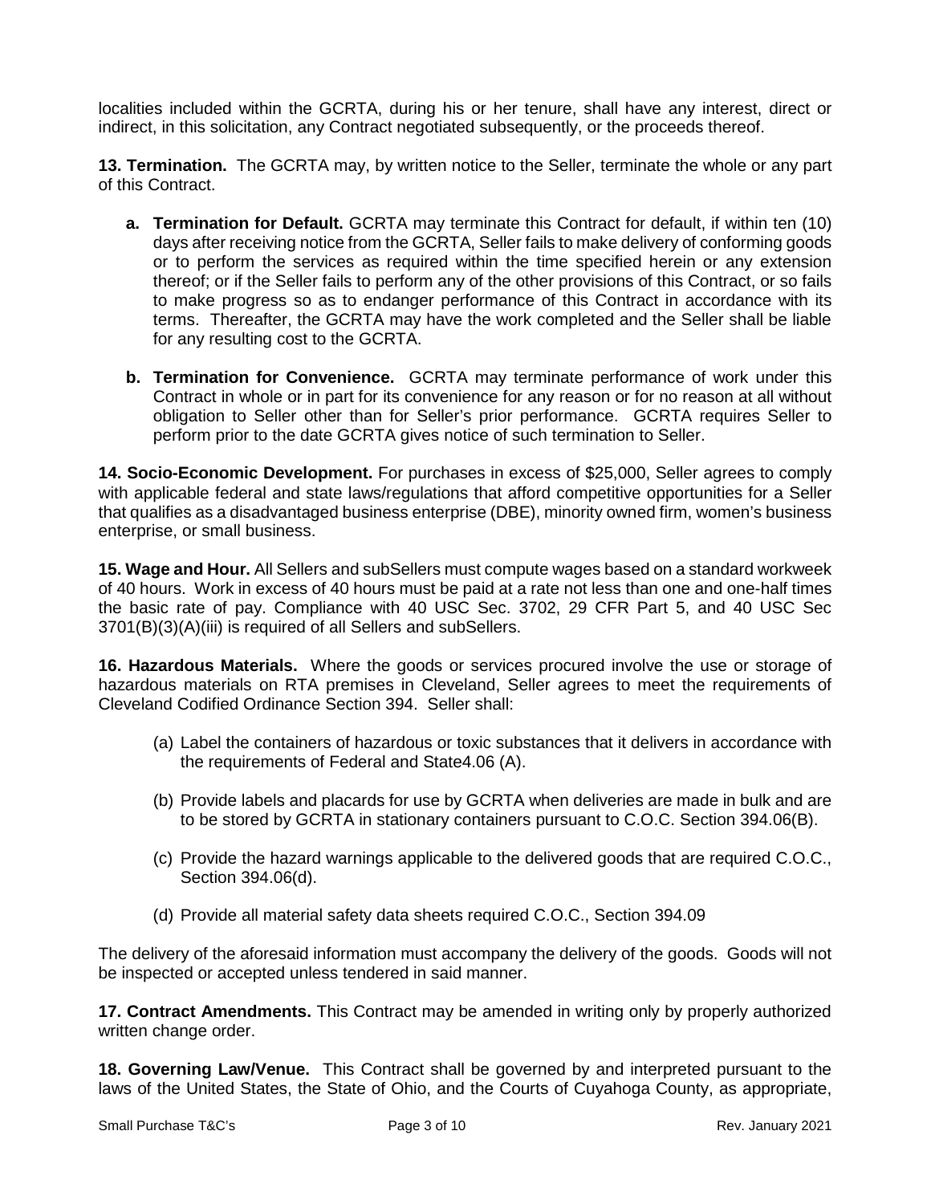localities included within the GCRTA, during his or her tenure, shall have any interest, direct or indirect, in this solicitation, any Contract negotiated subsequently, or the proceeds thereof.

**13. Termination.** The GCRTA may, by written notice to the Seller, terminate the whole or any part of this Contract.

- **a. Termination for Default.** GCRTA may terminate this Contract for default, if within ten (10) days after receiving notice from the GCRTA, Seller fails to make delivery of conforming goods or to perform the services as required within the time specified herein or any extension thereof; or if the Seller fails to perform any of the other provisions of this Contract, or so fails to make progress so as to endanger performance of this Contract in accordance with its terms. Thereafter, the GCRTA may have the work completed and the Seller shall be liable for any resulting cost to the GCRTA.

- **b. Termination for Convenience.** GCRTA may terminate performance of work under this Contract in whole or in part for its convenience for any reason or for no reason at all without obligation to Seller other than for Seller's prior performance. GCRTA requires Seller to perform prior to the date GCRTA gives notice of such termination to Seller.

**14. Socio-Economic Development.** For purchases in excess of $25,000, Seller agrees to comply with applicable federal and state laws/regulations that afford competitive opportunities for a Seller that qualifies as a disadvantaged business enterprise (DBE), minority owned firm, women's business enterprise, or small business.

**15. Wage and Hour.** All Sellers and subSellers must compute wages based on a standard workweek of 40 hours. Work in excess of 40 hours must be paid at a rate not less than one and one-half times the basic rate of pay. Compliance with 40 USC Sec. 3702, 29 CFR Part 5, and 40 USC Sec 3701(B)(3)(A)(iii) is required of all Sellers and subSellers.

**16. Hazardous Materials.** Where the goods or services procured involve the use or storage of hazardous materials on RTA premises in Cleveland, Seller agrees to meet the requirements of Cleveland Codified Ordinance Section 394. Seller shall:

(a) Label the containers of hazardous or toxic substances that it delivers in accordance with the requirements of Federal and State4.06 (A).

(b) Provide labels and placards for use by GCRTA when deliveries are made in bulk and are to be stored by GCRTA in stationary containers pursuant to C.O.C. Section 394.06(B).

(c) Provide the hazard warnings applicable to the delivered goods that are required C.O.C., Section 394.06(d).

(d) Provide all material safety data sheets required C.O.C., Section 394.09

The delivery of the aforesaid information must accompany the delivery of the goods. Goods will not be inspected or accepted unless tendered in said manner.

**17. Contract Amendments.** This Contract may be amended in writing only by properly authorized written change order.

**18. Governing Law/Venue.** This Contract shall be governed by and interpreted pursuant to the laws of the United States, the State of Ohio, and the Courts of Cuyahoga County, as appropriate,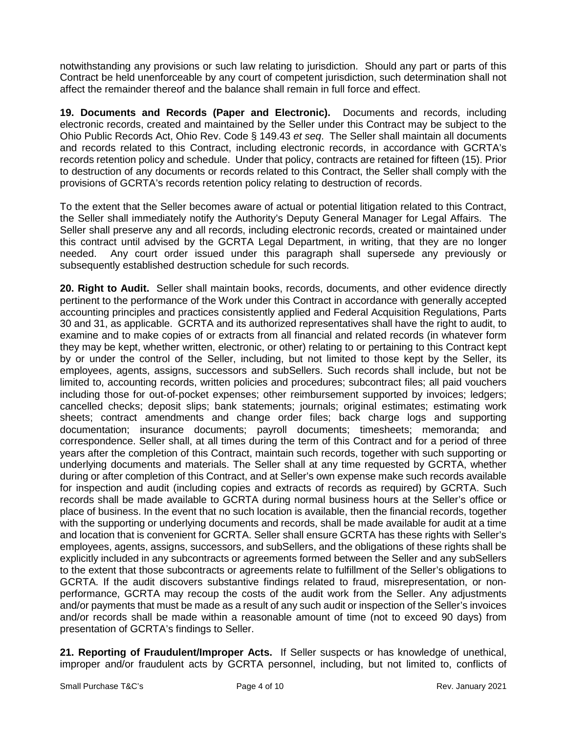notwithstanding any provisions or such law relating to jurisdiction. Should any part or parts of this Contract be held unenforceable by any court of competent jurisdiction, such determination shall not affect the remainder thereof and the balance shall remain in full force and effect.

**19. Documents and Records (Paper and Electronic).** Documents and records, including electronic records, created and maintained by the Seller under this Contract may be subject to the Ohio Public Records Act, Ohio Rev. Code § 149.43 *et seq*. The Seller shall maintain all documents and records related to this Contract, including electronic records, in accordance with GCRTA's records retention policy and schedule. Under that policy, contracts are retained for fifteen (15). Prior to destruction of any documents or records related to this Contract, the Seller shall comply with the provisions of GCRTA's records retention policy relating to destruction of records.

To the extent that the Seller becomes aware of actual or potential litigation related to this Contract, the Seller shall immediately notify the Authority's Deputy General Manager for Legal Affairs. The Seller shall preserve any and all records, including electronic records, created or maintained under this contract until advised by the GCRTA Legal Department, in writing, that they are no longer needed. Any court order issued under this paragraph shall supersede any previously or subsequently established destruction schedule for such records.

**20. Right to Audit.** Seller shall maintain books, records, documents, and other evidence directly pertinent to the performance of the Work under this Contract in accordance with generally accepted accounting principles and practices consistently applied and Federal Acquisition Regulations, Parts 30 and 31, as applicable. GCRTA and its authorized representatives shall have the right to audit, to examine and to make copies of or extracts from all financial and related records (in whatever form they may be kept, whether written, electronic, or other) relating to or pertaining to this Contract kept by or under the control of the Seller, including, but not limited to those kept by the Seller, its employees, agents, assigns, successors and subSellers. Such records shall include, but not be limited to, accounting records, written policies and procedures; subcontract files; all paid vouchers including those for out-of-pocket expenses; other reimbursement supported by invoices; ledgers; cancelled checks; deposit slips; bank statements; journals; original estimates; estimating work sheets; contract amendments and change order files; back charge logs and supporting documentation; insurance documents; payroll documents; timesheets; memoranda; and correspondence. Seller shall, at all times during the term of this Contract and for a period of three years after the completion of this Contract, maintain such records, together with such supporting or underlying documents and materials. The Seller shall at any time requested by GCRTA, whether during or after completion of this Contract, and at Seller's own expense make such records available for inspection and audit (including copies and extracts of records as required) by GCRTA. Such records shall be made available to GCRTA during normal business hours at the Seller's office or place of business. In the event that no such location is available, then the financial records, together with the supporting or underlying documents and records, shall be made available for audit at a time and location that is convenient for GCRTA. Seller shall ensure GCRTA has these rights with Seller's employees, agents, assigns, successors, and subSellers, and the obligations of these rights shall be explicitly included in any subcontracts or agreements formed between the Seller and any subSellers to the extent that those subcontracts or agreements relate to fulfillment of the Seller's obligations to GCRTA. If the audit discovers substantive findings related to fraud, misrepresentation, or non-performance, GCRTA may recoup the costs of the audit work from the Seller. Any adjustments and/or payments that must be made as a result of any such audit or inspection of the Seller's invoices and/or records shall be made within a reasonable amount of time (not to exceed 90 days) from presentation of GCRTA's findings to Seller.

**21. Reporting of Fraudulent/Improper Acts.** If Seller suspects or has knowledge of unethical, improper and/or fraudulent acts by GCRTA personnel, including, but not limited to, conflicts of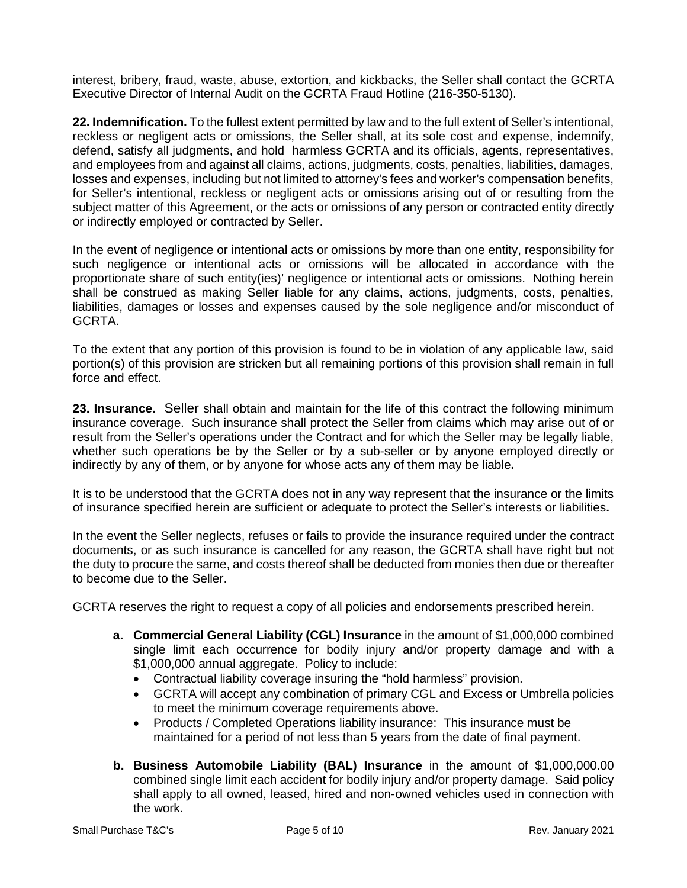interest, bribery, fraud, waste, abuse, extortion, and kickbacks, the Seller shall contact the GCRTA Executive Director of Internal Audit on the GCRTA Fraud Hotline (216-350-5130).

**22. Indemnification.** To the fullest extent permitted by law and to the full extent of Seller's intentional, reckless or negligent acts or omissions, the Seller shall, at its sole cost and expense, indemnify, defend, satisfy all judgments, and hold harmless GCRTA and its officials, agents, representatives, and employees from and against all claims, actions, judgments, costs, penalties, liabilities, damages, losses and expenses, including but not limited to attorney's fees and worker's compensation benefits, for Seller's intentional, reckless or negligent acts or omissions arising out of or resulting from the subject matter of this Agreement, or the acts or omissions of any person or contracted entity directly or indirectly employed or contracted by Seller.

In the event of negligence or intentional acts or omissions by more than one entity, responsibility for such negligence or intentional acts or omissions will be allocated in accordance with the proportionate share of such entity(ies)' negligence or intentional acts or omissions. Nothing herein shall be construed as making Seller liable for any claims, actions, judgments, costs, penalties, liabilities, damages or losses and expenses caused by the sole negligence and/or misconduct of GCRTA.

To the extent that any portion of this provision is found to be in violation of any applicable law, said portion(s) of this provision are stricken but all remaining portions of this provision shall remain in full force and effect.

**23. Insurance.** Seller shall obtain and maintain for the life of this contract the following minimum insurance coverage. Such insurance shall protect the Seller from claims which may arise out of or result from the Seller's operations under the Contract and for which the Seller may be legally liable, whether such operations be by the Seller or by a sub-seller or by anyone employed directly or indirectly by any of them, or by anyone for whose acts any of them may be liable**.**

It is to be understood that the GCRTA does not in any way represent that the insurance or the limits of insurance specified herein are sufficient or adequate to protect the Seller's interests or liabilities**.**

In the event the Seller neglects, refuses or fails to provide the insurance required under the contract documents, or as such insurance is cancelled for any reason, the GCRTA shall have right but not the duty to procure the same, and costs thereof shall be deducted from monies then due or thereafter to become due to the Seller.

GCRTA reserves the right to request a copy of all policies and endorsements prescribed herein.

- **a. Commercial General Liability (CGL) Insurance** in the amount of $1,000,000 combined single limit each occurrence for bodily injury and/or property damage and with a $1,000,000 annual aggregate. Policy to include:
  - Contractual liability coverage insuring the "hold harmless" provision.
  - GCRTA will accept any combination of primary CGL and Excess or Umbrella policies to meet the minimum coverage requirements above.
  - Products / Completed Operations liability insurance: This insurance must be maintained for a period of not less than 5 years from the date of final payment.
- **b. Business Automobile Liability (BAL) Insurance** in the amount of $1,000,000.00 combined single limit each accident for bodily injury and/or property damage. Said policy shall apply to all owned, leased, hired and non-owned vehicles used in connection with the work.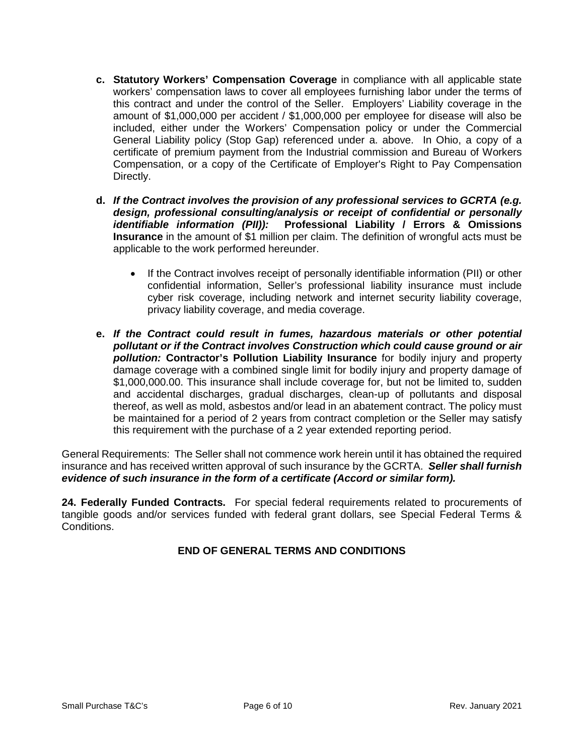c. **Statutory Workers' Compensation Coverage** in compliance with all applicable state workers' compensation laws to cover all employees furnishing labor under the terms of this contract and under the control of the Seller. Employers' Liability coverage in the amount of $1,000,000 per accident / $1,000,000 per employee for disease will also be included, either under the Workers' Compensation policy or under the Commercial General Liability policy (Stop Gap) referenced under a. above. In Ohio, a copy of a certificate of premium payment from the Industrial commission and Bureau of Workers Compensation, or a copy of the Certificate of Employer's Right to Pay Compensation Directly.

d. ***If the Contract involves the provision of any professional services to GCRTA (e.g. design, professional consulting/analysis or receipt of confidential or personally identifiable information (PII)):*** **Professional Liability / Errors & Omissions Insurance** in the amount of $1 million per claim. The definition of wrongful acts must be applicable to the work performed hereunder.

  - If the Contract involves receipt of personally identifiable information (PII) or other confidential information, Seller's professional liability insurance must include cyber risk coverage, including network and internet security liability coverage, privacy liability coverage, and media coverage.

e. ***If the Contract could result in fumes, hazardous materials or other potential pollutant or if the Contract involves Construction which could cause ground or air pollution:*** **Contractor's Pollution Liability Insurance** for bodily injury and property damage coverage with a combined single limit for bodily injury and property damage of $1,000,000.00. This insurance shall include coverage for, but not be limited to, sudden and accidental discharges, gradual discharges, clean-up of pollutants and disposal thereof, as well as mold, asbestos and/or lead in an abatement contract. The policy must be maintained for a period of 2 years from contract completion or the Seller may satisfy this requirement with the purchase of a 2 year extended reporting period.

General Requirements: The Seller shall not commence work herein until it has obtained the required insurance and has received written approval of such insurance by the GCRTA. ***Seller shall furnish evidence of such insurance in the form of a certificate (Accord or similar form).***

**24. Federally Funded Contracts.** For special federal requirements related to procurements of tangible goods and/or services funded with federal grant dollars, see Special Federal Terms & Conditions.

**END OF GENERAL TERMS AND CONDITIONS**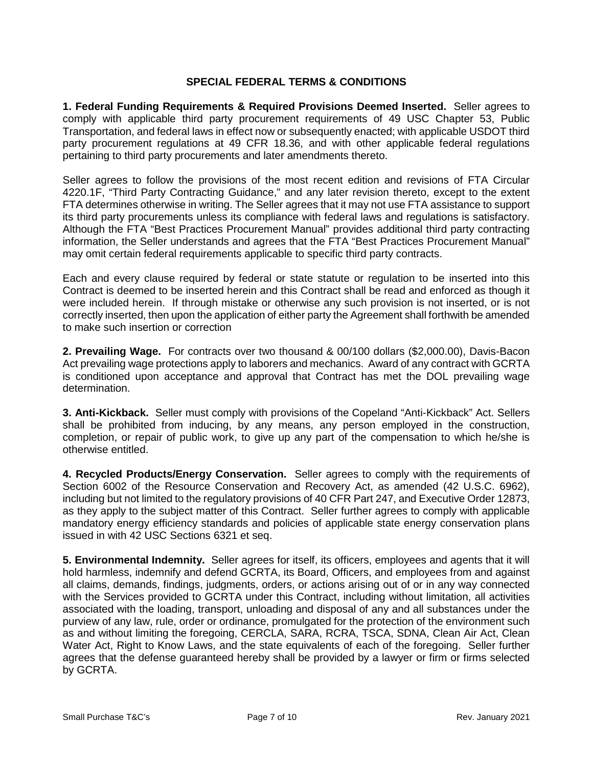## SPECIAL FEDERAL TERMS & CONDITIONS

**1. Federal Funding Requirements & Required Provisions Deemed Inserted.** Seller agrees to comply with applicable third party procurement requirements of 49 USC Chapter 53, Public Transportation, and federal laws in effect now or subsequently enacted; with applicable USDOT third party procurement regulations at 49 CFR 18.36, and with other applicable federal regulations pertaining to third party procurements and later amendments thereto.

Seller agrees to follow the provisions of the most recent edition and revisions of FTA Circular 4220.1F, "Third Party Contracting Guidance," and any later revision thereto, except to the extent FTA determines otherwise in writing. The Seller agrees that it may not use FTA assistance to support its third party procurements unless its compliance with federal laws and regulations is satisfactory. Although the FTA "Best Practices Procurement Manual" provides additional third party contracting information, the Seller understands and agrees that the FTA "Best Practices Procurement Manual" may omit certain federal requirements applicable to specific third party contracts.

Each and every clause required by federal or state statute or regulation to be inserted into this Contract is deemed to be inserted herein and this Contract shall be read and enforced as though it were included herein. If through mistake or otherwise any such provision is not inserted, or is not correctly inserted, then upon the application of either party the Agreement shall forthwith be amended to make such insertion or correction

**2. Prevailing Wage.** For contracts over two thousand & 00/100 dollars ($2,000.00), Davis-Bacon Act prevailing wage protections apply to laborers and mechanics. Award of any contract with GCRTA is conditioned upon acceptance and approval that Contract has met the DOL prevailing wage determination.

**3. Anti-Kickback.** Seller must comply with provisions of the Copeland "Anti-Kickback" Act. Sellers shall be prohibited from inducing, by any means, any person employed in the construction, completion, or repair of public work, to give up any part of the compensation to which he/she is otherwise entitled.

**4. Recycled Products/Energy Conservation.** Seller agrees to comply with the requirements of Section 6002 of the Resource Conservation and Recovery Act, as amended (42 U.S.C. 6962), including but not limited to the regulatory provisions of 40 CFR Part 247, and Executive Order 12873, as they apply to the subject matter of this Contract. Seller further agrees to comply with applicable mandatory energy efficiency standards and policies of applicable state energy conservation plans issued in with 42 USC Sections 6321 et seq.

**5. Environmental Indemnity.** Seller agrees for itself, its officers, employees and agents that it will hold harmless, indemnify and defend GCRTA, its Board, Officers, and employees from and against all claims, demands, findings, judgments, orders, or actions arising out of or in any way connected with the Services provided to GCRTA under this Contract, including without limitation, all activities associated with the loading, transport, unloading and disposal of any and all substances under the purview of any law, rule, order or ordinance, promulgated for the protection of the environment such as and without limiting the foregoing, CERCLA, SARA, RCRA, TSCA, SDNA, Clean Air Act, Clean Water Act, Right to Know Laws, and the state equivalents of each of the foregoing. Seller further agrees that the defense guaranteed hereby shall be provided by a lawyer or firm or firms selected by GCRTA.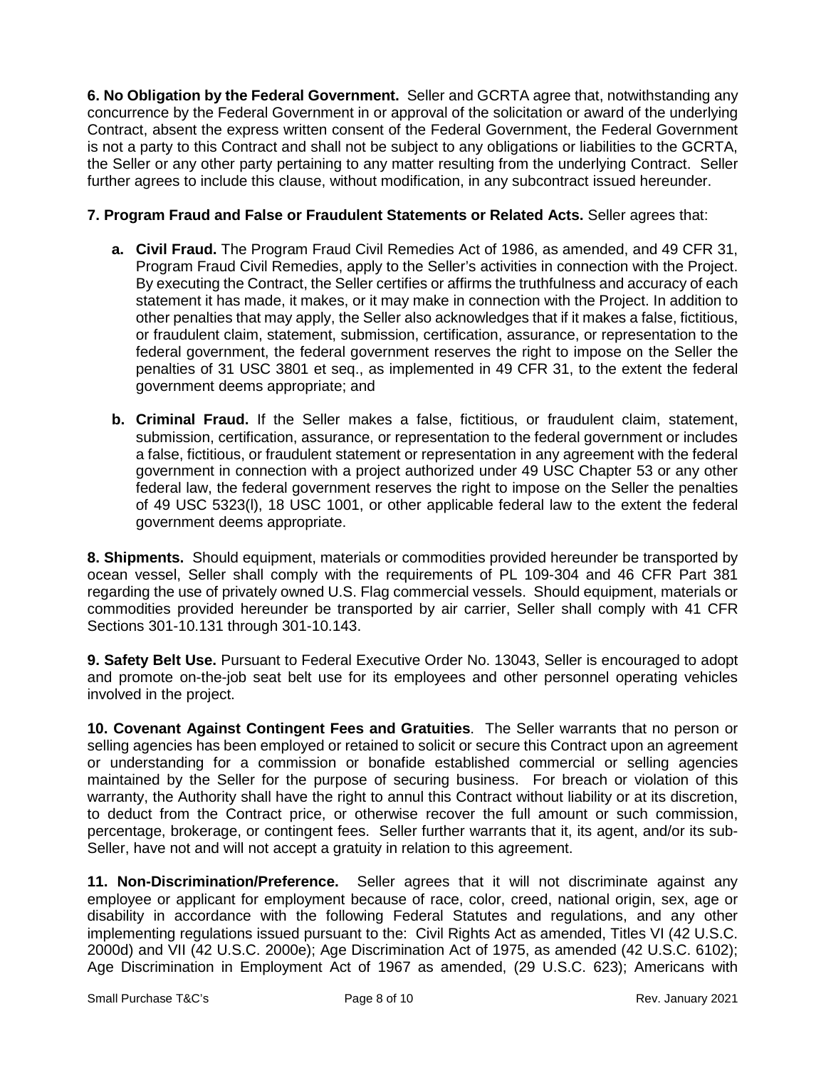**6. No Obligation by the Federal Government.** Seller and GCRTA agree that, notwithstanding any concurrence by the Federal Government in or approval of the solicitation or award of the underlying Contract, absent the express written consent of the Federal Government, the Federal Government is not a party to this Contract and shall not be subject to any obligations or liabilities to the GCRTA, the Seller or any other party pertaining to any matter resulting from the underlying Contract. Seller further agrees to include this clause, without modification, in any subcontract issued hereunder.

**7. Program Fraud and False or Fraudulent Statements or Related Acts.** Seller agrees that:

**a. Civil Fraud.** The Program Fraud Civil Remedies Act of 1986, as amended, and 49 CFR 31, Program Fraud Civil Remedies, apply to the Seller's activities in connection with the Project. By executing the Contract, the Seller certifies or affirms the truthfulness and accuracy of each statement it has made, it makes, or it may make in connection with the Project. In addition to other penalties that may apply, the Seller also acknowledges that if it makes a false, fictitious, or fraudulent claim, statement, submission, certification, assurance, or representation to the federal government, the federal government reserves the right to impose on the Seller the penalties of 31 USC 3801 et seq., as implemented in 49 CFR 31, to the extent the federal government deems appropriate; and

**b. Criminal Fraud.** If the Seller makes a false, fictitious, or fraudulent claim, statement, submission, certification, assurance, or representation to the federal government or includes a false, fictitious, or fraudulent statement or representation in any agreement with the federal government in connection with a project authorized under 49 USC Chapter 53 or any other federal law, the federal government reserves the right to impose on the Seller the penalties of 49 USC 5323(l), 18 USC 1001, or other applicable federal law to the extent the federal government deems appropriate.

**8. Shipments.** Should equipment, materials or commodities provided hereunder be transported by ocean vessel, Seller shall comply with the requirements of PL 109-304 and 46 CFR Part 381 regarding the use of privately owned U.S. Flag commercial vessels. Should equipment, materials or commodities provided hereunder be transported by air carrier, Seller shall comply with 41 CFR Sections 301-10.131 through 301-10.143.

**9. Safety Belt Use.** Pursuant to Federal Executive Order No. 13043, Seller is encouraged to adopt and promote on-the-job seat belt use for its employees and other personnel operating vehicles involved in the project.

**10. Covenant Against Contingent Fees and Gratuities**. The Seller warrants that no person or selling agencies has been employed or retained to solicit or secure this Contract upon an agreement or understanding for a commission or bonafide established commercial or selling agencies maintained by the Seller for the purpose of securing business. For breach or violation of this warranty, the Authority shall have the right to annul this Contract without liability or at its discretion, to deduct from the Contract price, or otherwise recover the full amount or such commission, percentage, brokerage, or contingent fees. Seller further warrants that it, its agent, and/or its sub-Seller, have not and will not accept a gratuity in relation to this agreement.

**11. Non-Discrimination/Preference.** Seller agrees that it will not discriminate against any employee or applicant for employment because of race, color, creed, national origin, sex, age or disability in accordance with the following Federal Statutes and regulations, and any other implementing regulations issued pursuant to the: Civil Rights Act as amended, Titles VI (42 U.S.C. 2000d) and VII (42 U.S.C. 2000e); Age Discrimination Act of 1975, as amended (42 U.S.C. 6102); Age Discrimination in Employment Act of 1967 as amended, (29 U.S.C. 623); Americans with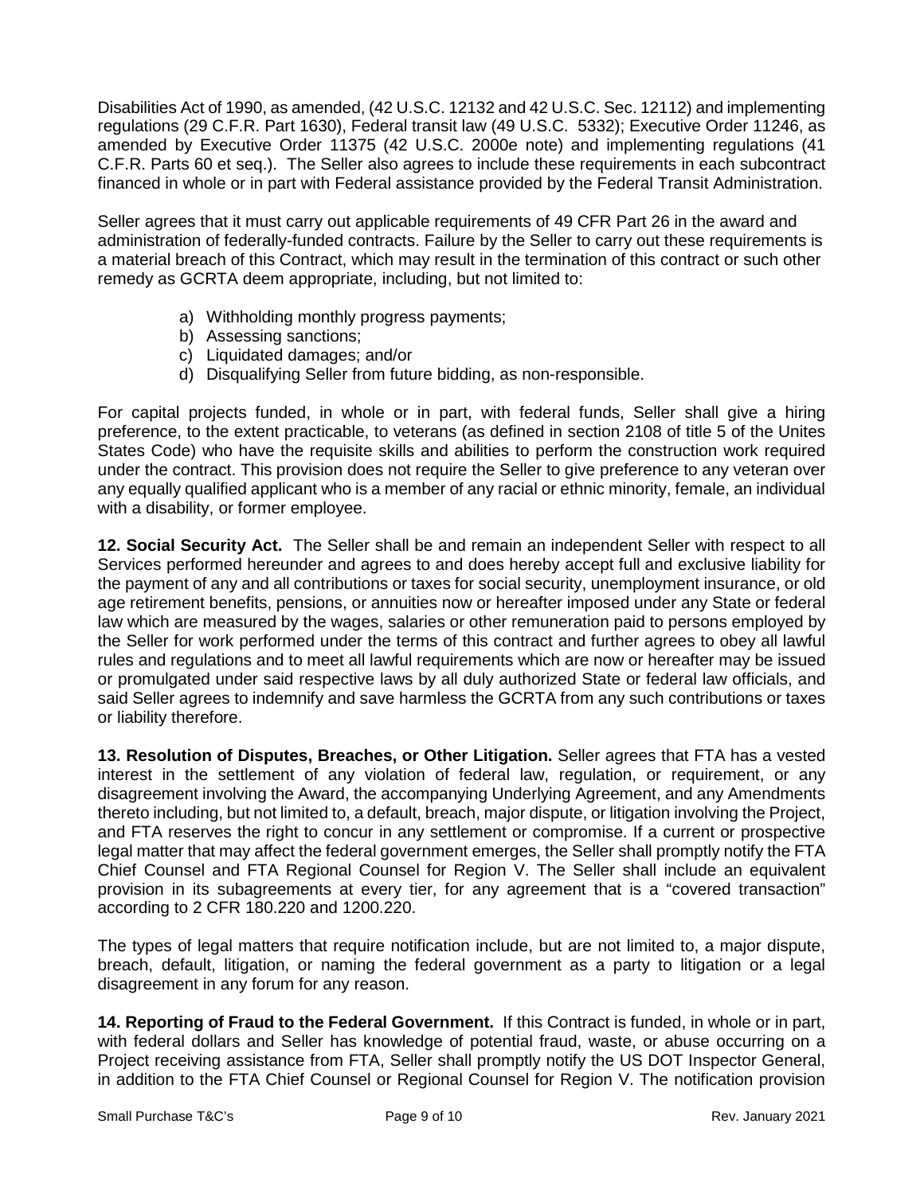Disabilities Act of 1990, as amended, (42 U.S.C. 12132 and 42 U.S.C. Sec. 12112) and implementing regulations (29 C.F.R. Part 1630), Federal transit law (49 U.S.C. 5332); Executive Order 11246, as amended by Executive Order 11375 (42 U.S.C. 2000e note) and implementing regulations (41 C.F.R. Parts 60 et seq.). The Seller also agrees to include these requirements in each subcontract financed in whole or in part with Federal assistance provided by the Federal Transit Administration.

Seller agrees that it must carry out applicable requirements of 49 CFR Part 26 in the award and administration of federally-funded contracts. Failure by the Seller to carry out these requirements is a material breach of this Contract, which may result in the termination of this contract or such other remedy as GCRTA deem appropriate, including, but not limited to:

a) Withholding monthly progress payments;
b) Assessing sanctions;
c) Liquidated damages; and/or
d) Disqualifying Seller from future bidding, as non-responsible.

For capital projects funded, in whole or in part, with federal funds, Seller shall give a hiring preference, to the extent practicable, to veterans (as defined in section 2108 of title 5 of the Unites States Code) who have the requisite skills and abilities to perform the construction work required under the contract. This provision does not require the Seller to give preference to any veteran over any equally qualified applicant who is a member of any racial or ethnic minority, female, an individual with a disability, or former employee.

**12. Social Security Act.** The Seller shall be and remain an independent Seller with respect to all Services performed hereunder and agrees to and does hereby accept full and exclusive liability for the payment of any and all contributions or taxes for social security, unemployment insurance, or old age retirement benefits, pensions, or annuities now or hereafter imposed under any State or federal law which are measured by the wages, salaries or other remuneration paid to persons employed by the Seller for work performed under the terms of this contract and further agrees to obey all lawful rules and regulations and to meet all lawful requirements which are now or hereafter may be issued or promulgated under said respective laws by all duly authorized State or federal law officials, and said Seller agrees to indemnify and save harmless the GCRTA from any such contributions or taxes or liability therefore.

**13. Resolution of Disputes, Breaches, or Other Litigation.** Seller agrees that FTA has a vested interest in the settlement of any violation of federal law, regulation, or requirement, or any disagreement involving the Award, the accompanying Underlying Agreement, and any Amendments thereto including, but not limited to, a default, breach, major dispute, or litigation involving the Project, and FTA reserves the right to concur in any settlement or compromise. If a current or prospective legal matter that may affect the federal government emerges, the Seller shall promptly notify the FTA Chief Counsel and FTA Regional Counsel for Region V. The Seller shall include an equivalent provision in its subagreements at every tier, for any agreement that is a "covered transaction" according to 2 CFR 180.220 and 1200.220.

The types of legal matters that require notification include, but are not limited to, a major dispute, breach, default, litigation, or naming the federal government as a party to litigation or a legal disagreement in any forum for any reason.

**14. Reporting of Fraud to the Federal Government.** If this Contract is funded, in whole or in part, with federal dollars and Seller has knowledge of potential fraud, waste, or abuse occurring on a Project receiving assistance from FTA, Seller shall promptly notify the US DOT Inspector General, in addition to the FTA Chief Counsel or Regional Counsel for Region V. The notification provision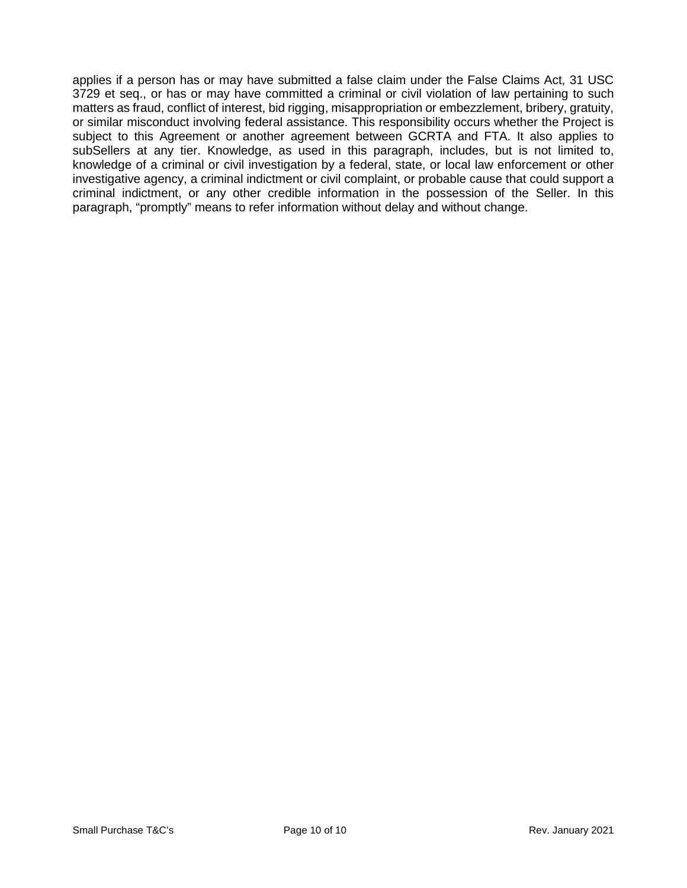applies if a person has or may have submitted a false claim under the False Claims Act, 31 USC 3729 et seq., or has or may have committed a criminal or civil violation of law pertaining to such matters as fraud, conflict of interest, bid rigging, misappropriation or embezzlement, bribery, gratuity, or similar misconduct involving federal assistance. This responsibility occurs whether the Project is subject to this Agreement or another agreement between GCRTA and FTA. It also applies to subSellers at any tier. Knowledge, as used in this paragraph, includes, but is not limited to, knowledge of a criminal or civil investigation by a federal, state, or local law enforcement or other investigative agency, a criminal indictment or civil complaint, or probable cause that could support a criminal indictment, or any other credible information in the possession of the Seller. In this paragraph, "promptly" means to refer information without delay and without change.